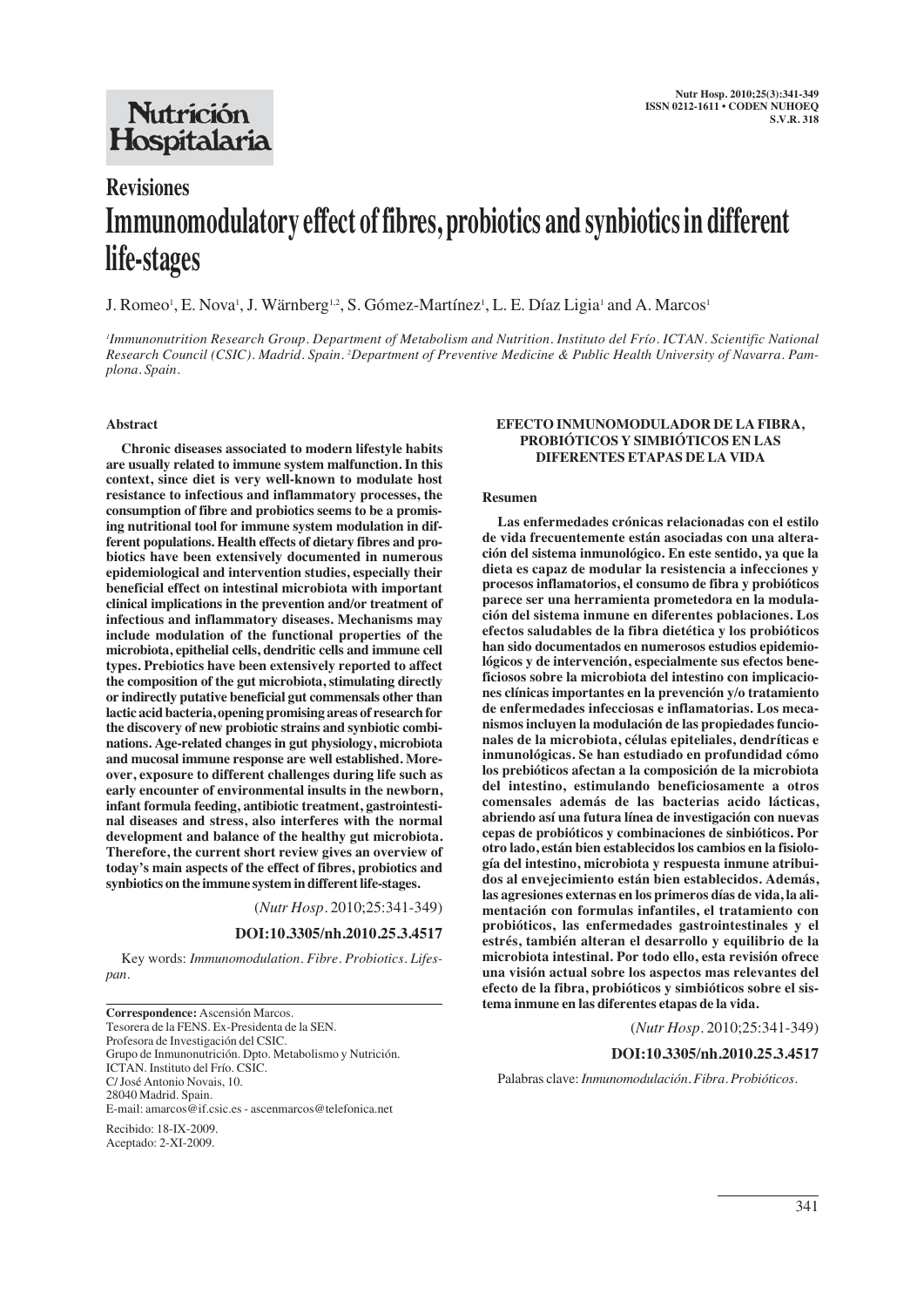**Revisiones**

# Immunomodulatory effect of fibres, probiotics and synbiotics in different life-stages

J. Romeo[1], E. Nova[1], J. Wärnberg[1,2], S. Gómez-Martínez[1], L. E. Díaz Ligia[1] and A. Marcos[1]

[1]*Immunonutrition Research Group. Department of Metabolism and Nutrition. Instituto del Frío. ICTAN. Scientific National Research Council (CSIC). Madrid. Spain.* [2]*Department of Preventive Medicine & Public Health University of Navarra. Pamplona. Spain.*

## Abstract

**Chronic diseases associated to modern lifestyle habits are usually related to immune system malfunction. In this context, since diet is very well-known to modulate host resistance to infectious and inflammatory processes, the consumption of fibre and probiotics seems to be a promising nutritional tool for immune system modulation in different populations. Health effects of dietary fibres and probiotics have been extensively documented in numerous epidemiological and intervention studies, especially their beneficial effect on intestinal microbiota with important clinical implications in the prevention and/or treatment of infectious and inflammatory diseases. Mechanisms may include modulation of the functional properties of the microbiota, epithelial cells, dendritic cells and immune cell types. Prebiotics have been extensively reported to affect the composition of the gut microbiota, stimulating directly or indirectly putative beneficial gut commensals other than lactic acid bacteria, opening promising areas of research for the discovery of new probiotic strains and synbiotic combinations. Age-related changes in gut physiology, microbiota and mucosal immune response are well established. Moreover, exposure to different challenges during life such as early encounter of environmental insults in the newborn, infant formula feeding, antibiotic treatment, gastrointestinal diseases and stress, also interferes with the normal development and balance of the healthy gut microbiota. Therefore, the current short review gives an overview of today's main aspects of the effect of fibres, probiotics and synbiotics on the immune system in different life-stages.**

(*Nutr Hosp*. 2010;25:341-349)

**DOI:10.3305/nh.2010.25.3.4517**

Key words: *Immunomodulation. Fibre. Probiotics. Lifespan.*

**EFECTO INMUNOMODULADOR DE LA FIBRA, PROBIÓTICOS Y SIMBIÓTICOS EN LAS DIFERENTES ETAPAS DE LA VIDA**

## Resumen

**Las enfermedades crónicas relacionadas con el estilo de vida frecuentemente están asociadas con una alteración del sistema inmunológico. En este sentido, ya que la dieta es capaz de modular la resistencia a infecciones y procesos inflamatorios, el consumo de fibra y probióticos parece ser una herramienta prometedora en la modulación del sistema inmune en diferentes poblaciones. Los efectos saludables de la fibra dietética y los probióticos han sido documentados en numerosos estudios epidemiológicos y de intervención, especialmente sus efectos beneficiosos sobre la microbiota del intestino con implicaciones clínicas importantes en la prevención y/o tratamiento de enfermedades infecciosas e inflamatorias. Los mecanismos incluyen la modulación de las propiedades funcionales de la microbiota, células epiteliales, dendríticas e inmunológicas. Se han estudiado en profundidad cómo los prebióticos afectan a la composición de la microbiota del intestino, estimulando beneficiosamente a otros comensales además de las bacterias acido lácticas, abriendo así una futura línea de investigación con nuevas cepas de probióticos y combinaciones de sinbióticos. Por otro lado, están bien establecidos los cambios en la fisiología del intestino, microbiota y respuesta inmune atribuidos al envejecimiento están bien establecidos. Además, las agresiones externas en los primeros días de vida, la alimentación con formulas infantiles, el tratamiento con probióticos, las enfermedades gastrointestinales y el estrés, también alteran el desarrollo y equilibrio de la microbiota intestinal. Por todo ello, esta revisión ofrece una visión actual sobre los aspectos mas relevantes del efecto de la fibra, probióticos y simbióticos sobre el sistema inmune en las diferentes etapas de la vida.**

(*Nutr Hosp*. 2010;25:341-349)

**DOI:10.3305/nh.2010.25.3.4517**

Palabras clave: *Inmunomodulación. Fibra. Probióticos.*

---

**Correspondence:** Ascensión Marcos.
Tesorera de la FENS. Ex-Presidenta de la SEN.
Profesora de Investigación del CSIC.
Grupo de Inmunonutrición. Dpto. Metabolismo y Nutrición.
ICTAN. Instituto del Frío. CSIC.
C/ José Antonio Novais, 10.
28040 Madrid. Spain.
E-mail: amarcos@if.csic.es - ascenmarcos@telefonica.net

Recibido: 18-IX-2009.
Aceptado: 2-XI-2009.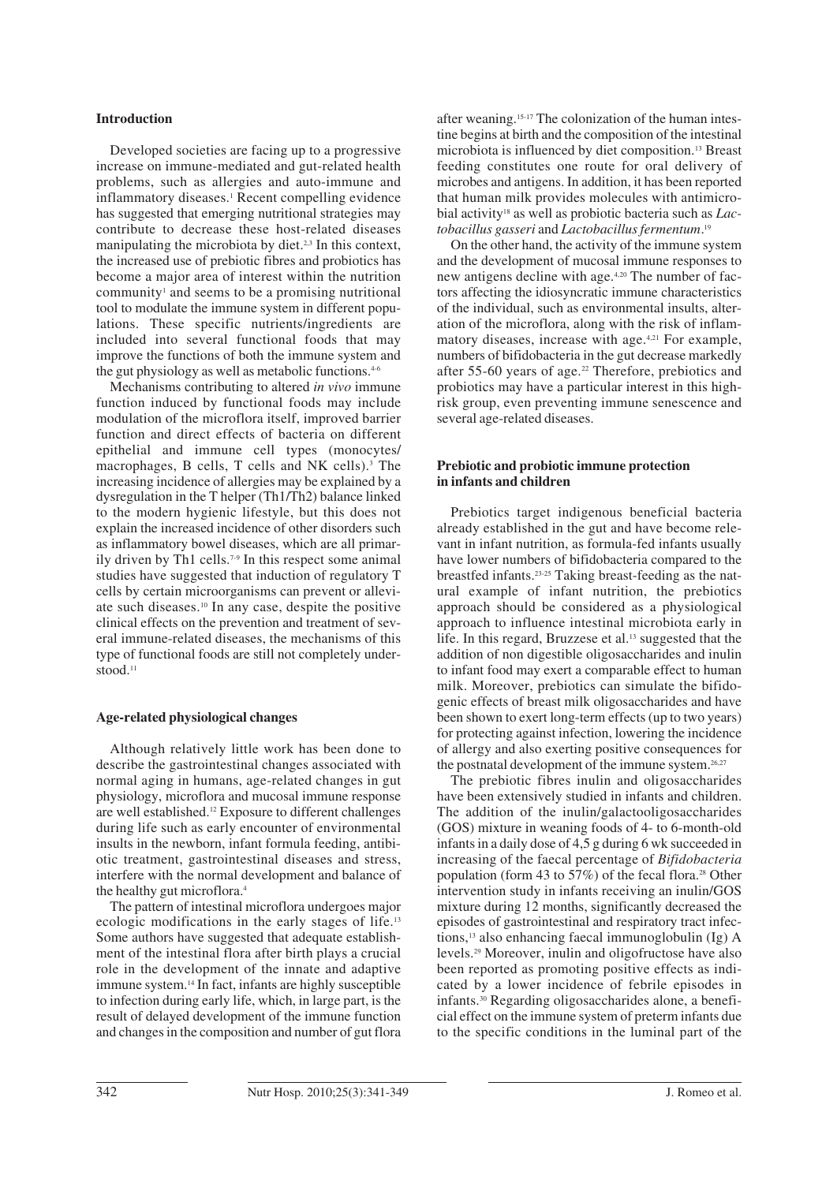## Introduction

Developed societies are facing up to a progressive increase on immune-mediated and gut-related health problems, such as allergies and auto-immune and inflammatory diseases.[1] Recent compelling evidence has suggested that emerging nutritional strategies may contribute to decrease these host-related diseases manipulating the microbiota by diet.[2,3] In this context, the increased use of prebiotic fibres and probiotics has become a major area of interest within the nutrition community[1] and seems to be a promising nutritional tool to modulate the immune system in different populations. These specific nutrients/ingredients are included into several functional foods that may improve the functions of both the immune system and the gut physiology as well as metabolic functions.[4-6]

Mechanisms contributing to altered *in vivo* immune function induced by functional foods may include modulation of the microflora itself, improved barrier function and direct effects of bacteria on different epithelial and immune cell types (monocytes/macrophages, B cells, T cells and NK cells).[3] The increasing incidence of allergies may be explained by a dysregulation in the T helper (Th1/Th2) balance linked to the modern hygienic lifestyle, but this does not explain the increased incidence of other disorders such as inflammatory bowel diseases, which are all primarily driven by Th1 cells.[7-9] In this respect some animal studies have suggested that induction of regulatory T cells by certain microorganisms can prevent or alleviate such diseases.[10] In any case, despite the positive clinical effects on the prevention and treatment of several immune-related diseases, the mechanisms of this type of functional foods are still not completely understood.[11]

## Age-related physiological changes

Although relatively little work has been done to describe the gastrointestinal changes associated with normal aging in humans, age-related changes in gut physiology, microflora and mucosal immune response are well established.[12] Exposure to different challenges during life such as early encounter of environmental insults in the newborn, infant formula feeding, antibiotic treatment, gastrointestinal diseases and stress, interfere with the normal development and balance of the healthy gut microflora.[4]

The pattern of intestinal microflora undergoes major ecologic modifications in the early stages of life.[13] Some authors have suggested that adequate establishment of the intestinal flora after birth plays a crucial role in the development of the innate and adaptive immune system.[14] In fact, infants are highly susceptible to infection during early life, which, in large part, is the result of delayed development of the immune function and changes in the composition and number of gut flora after weaning.[15-17] The colonization of the human intestine begins at birth and the composition of the intestinal microbiota is influenced by diet composition.[13] Breast feeding constitutes one route for oral delivery of microbes and antigens. In addition, it has been reported that human milk provides molecules with antimicrobial activity[18] as well as probiotic bacteria such as *Lactobacillus gasseri* and *Lactobacillus fermentum*.[19]

On the other hand, the activity of the immune system and the development of mucosal immune responses to new antigens decline with age.[4,20] The number of factors affecting the idiosyncratic immune characteristics of the individual, such as environmental insults, alteration of the microflora, along with the risk of inflammatory diseases, increase with age.[4,21] For example, numbers of bifidobacteria in the gut decrease markedly after 55-60 years of age.[22] Therefore, prebiotics and probiotics may have a particular interest in this high-risk group, even preventing immune senescence and several age-related diseases.

## Prebiotic and probiotic immune protection in infants and children

Prebiotics target indigenous beneficial bacteria already established in the gut and have become relevant in infant nutrition, as formula-fed infants usually have lower numbers of bifidobacteria compared to the breastfed infants.[23-25] Taking breast-feeding as the natural example of infant nutrition, the prebiotics approach should be considered as a physiological approach to influence intestinal microbiota early in life. In this regard, Bruzzese et al.[13] suggested that the addition of non digestible oligosaccharides and inulin to infant food may exert a comparable effect to human milk. Moreover, prebiotics can simulate the bifidogenic effects of breast milk oligosaccharides and have been shown to exert long-term effects (up to two years) for protecting against infection, lowering the incidence of allergy and also exerting positive consequences for the postnatal development of the immune system.[26,27]

The prebiotic fibres inulin and oligosaccharides have been extensively studied in infants and children. The addition of the inulin/galactooligosaccharides (GOS) mixture in weaning foods of 4- to 6-month-old infants in a daily dose of 4,5 g during 6 wk succeeded in increasing of the faecal percentage of *Bifidobacteria* population (form 43 to 57%) of the fecal flora.[28] Other intervention study in infants receiving an inulin/GOS mixture during 12 months, significantly decreased the episodes of gastrointestinal and respiratory tract infections,[13] also enhancing faecal immunoglobulin (Ig) A levels.[29] Moreover, inulin and oligofructose have also been reported as promoting positive effects as indicated by a lower incidence of febrile episodes in infants.[30] Regarding oligosaccharides alone, a beneficial effect on the immune system of preterm infants due to the specific conditions in the luminal part of the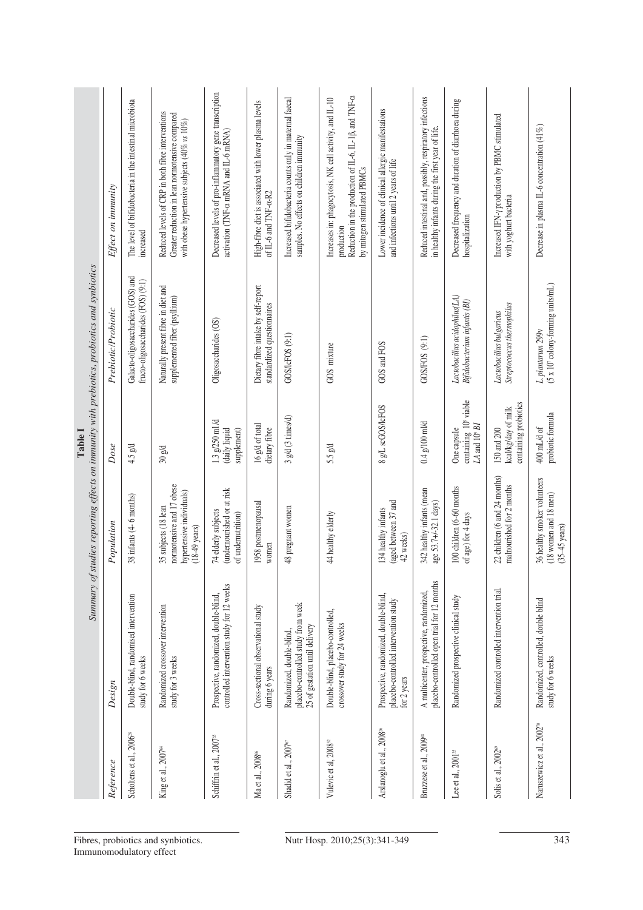**Table I**
*Summary of studies reporting effects on immunity with prebiotics, probiotics and synbiotics*

| *Reference* | *Design* | *Population* | *Dose* | *Prebiotic/Probiotic* | *Effect on immunity* |
|---|---|---|---|---|---|
| Scholtens et al., 2006[28] | Double-blind, randomised intervention study for 6 weeks | 38 infants (4- 6 months) | 4.5 g/d | Galacto-oligosaccharides (GOS) and fructo-oligosaccharides (FOS) (9:1) | The level of bifidobacteria in the intestinal microbiota increased |
| King et al., 2007[64] | Randomized crossover intervention study for 3 weeks | 35 subjects (18 lean normotensive and 17 obese hypertensive individuals) (18-49 years) | 30 g/d | Naturally present fibre in diet and supplemented fiber (psyllium) | Reduced levels of CRP in both fibre interventions Greater reduction in lean normotensive compared with obese hypertensive subjects (40% vs 10%) |
| Schiffrin et al., 2007[65] | Prospective, randomized, double-blind, controlled intervention study for 12 weeks | 74 elderly subjects (undernourished or at risk of undernutrition) | 1.3 g/250 ml/d (daily liquid supplement) | Oligosaccharides (OS) | Decreased levels of pro-inflammatory gene transcription activation (TNF-α mRNA and IL-6 mRNA) |
| Ma et al., 2008[66] | Cross-sectional observational study during 6 years | 1958 postmenopausal women | 16 g/d of total dietary fibre | Dietary fibre intake by self-report standardized questionnaires | High-fibre diet is associated with lower plasma levels of IL-6 and TNF-α-R2 |
| Shadid et al., 2007[67] | Randomized, double-blind, placebo-controlled study from week 25 of gestation until delivery | 48 pregnant women | 3 g/d (3 times/d) | GOS/lcFOS (9:1) | Increased bifidobacteria counts only in maternal faecal samples. No effects on children immunity |
| Vulevic et al, 2008[32] | Double-blind, placebo-controlled, crossover study for 24 weeks | 44 healthy elderly | 5.5 g/d | GOS mixture | Increases in: phagocytosis, NK cell activity, and IL-10 production<br>Reduction in the production of IL-6, IL-1β, and TNF-α by mitogen stimulated PBMCs |
| Arslanoglu et al., 2008[26] | Prospective, randomized, double-blind, placebo-controlled intervention study for 2 years | 134 healthy infants (aged between 37 and 42 weeks) | 8 g/L scGOS/lcFOS | GOS and FOS | Lower incidence of clinical allergic manifestations and infections until 2 years of life |
| Bruzzese et al., 2009[68] | A multicenter, prospective, randomized, placebo-controlled open trial for 12 months | 342 healthy infants (mean age 53.7+/-32.1 days) | 0.4 g/100 ml/d | GOS/FOS (9:1) | Reduced intestinal and, possibly, respiratory infections in healthy infants during the first year of life. |
| Lee et al., 2001[35] | Randomized prospective clinical study | 100 children (6-60 months of age) for 4 days | One capsule containing 10[9] viable *LA* and 10[9] *BI* | *Lactobacillus acidophilus(LA)* *Bifidobacterium infantis (BI)* | Decreased frequency and duration of diarrhoea during hospitalization |
| Solis et al., 2002[49] | Randomized controlled intervention trial | 22 children (6 and 24 months) malnourished for 2 months | 150 and 200 kcal/kg/day of milk containing probiotics | *Lactobacillus bulgaricus* *Streptococcus thermophilus* | Increased IFN-γ production by PBMC stimulated with yoghurt bacteria |
| Naruszewicz et al., 2002[70] | Randomized, controlled, double blind study for 6 weeks | 36 healthy smoker volunteers (18 women and 18 men) (35-45 years) | 400 mL/d of probiotic formula | *L. plantarum* 299v (5 x 10[7] colony-forming units/mL) | Decrease in plasma IL-6 concentration (41%) |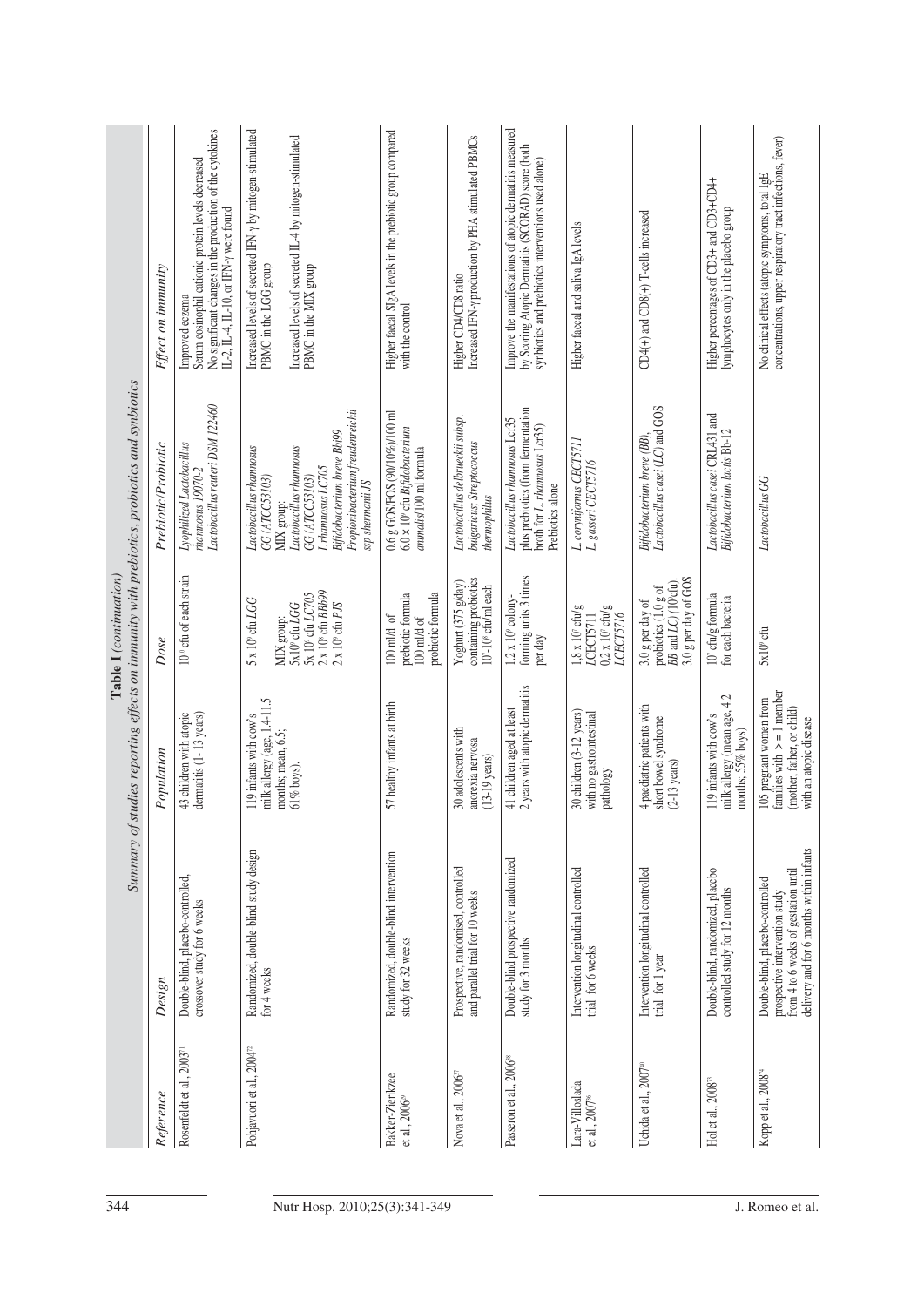**Table I** *(continuation)*
*Summary of studies reporting effects on immunity with prebiotics, probiotics and synbiotics*

| *Reference* | *Design* | *Population* | *Dose* | *Prebiotic/Probiotic* | *Effect on immunity* |
|---|---|---|---|---|---|
| Rosenfeldt et al., 2003[71] | Double-blind, placebo-controlled, crossover study for 6 weeks | 43 children with atopic dermatitis (1-13 years) | $10^{10}$ cfu of each strain | *Lyophilized Lactobacillus rhamnosus 19070-2* *Lactobacillus reuteri DSM 122460* | Improved eczema. Serum eosinophil cationic protein levels decreased. No significant changes in the production of the cytokines IL-2, IL-4, IL-10, or IFN-γ were found |
| Pohjavuori et al., 2004[72] | Randomized, double-blind study design for 4 weeks | 119 infants with cow's milk allergy (age, 1.4-11.5 months; mean, 6.5; 61% boys). | 5 x $10^9$ cfu *LGG* MIX group: 5x$10^9$ cfu *LGG* 5x $10^9$ cfu *LC705* 2 x $10^8$ cfu *BBi99* 2 x $10^9$ cfu *PJS* | *Lactobacillus rhamnosus GG (ATCC53103)* MIX group: *Lactobacillus rhamnosus GG (ATCC53103)* *L.rhamnosus LC705* *Bifidobacterium breve Bbi99* *Propionibacterium freudenreichii ssp shermanii JS* | Increased levels of secreted IFN-γ by mitogen-stimulated PBMC in the LGG group. Increased levels of secreted IL-4 by mitogen-stimulated PBMC in the MIX group |
| Bakker-Zierikzee et al., 2006[59] | Randomized, double-blind intervention study for 32 weeks | 57 healthy infants at birth | 100 ml/d of prebiotic formula 100 ml/d of probiotic formula | 0.6 g GOS/FOS (90/10%)/100 ml 6.0 x $10^9$ cfu *Bifidobacterium animalis*/100 ml formula | Higher faecal SIgA levels in the prebiotic group compared with the control |
| Nova et al., 2006[57] | Prospective, randomised, controlled and parallel trial for 10 weeks | 30 adolescents with anorexia nervosa (13-19 years) | Yoghurt (375 g/day) containing probiotics $10^7$-$10^8$ cfu/ml each | *Lactobacillus delbrueckii subsp. bulgaricus; Streptococcus thermophilus* | Higher CD4/CD8 ratio. Increased IFN-γ production by PHA stimulated PBMCs |
| Passeron et al., 2006[58] | Double-blind prospective randomized study for 3 months | 41 children aged at least 2 years with atopic dermatitis | 1.2 x $10^9$ colony-forming units 3 times per day | *Lactobacillus rhamnosus* Lcr35 plus prebiotics (from fermentation broth for *L. rhamnosus* Lcr35) Prebiotics alone | Improve the manifestations of atopic dermatitis measured by Scoring Atopic Dermatitis (SCORAD) score (both synbiotics and prebiotics interventions used alone) |
| Lara-Villoslada et al., 2007[36] | Intervention longitudinal controlled trial for 6 weeks | 30 children (3-12 years) with no gastrointestinal pathology | 1.8 x $10^7$ cfu/g *LCECT5711* 0.2 x $10^7$ cfu/g *LCECT5716* | *L. coryniformis CECT5711* *L. gasseri CECT5716* | Higher faecal and saliva IgA levels |
| Uchida et al., 2007[40] | Intervention longitudinal controlled trial for 1 year | 4 paediatric patients with short bowel syndrome (2-13 years) | 3.0 g per day of probiotics (1.0 g of *BB* and *LC*) ($10^9$cfu). 3.0 g per day of GOS | *Bifidobacterium breve (BB), Lactobacillus casei (LC)* and GOS | CD4(+) and CD8(+) T-cells increased |
| Hol et al., 2008[73] | Double-blind, randomized, placebo controlled study for 12 months | 119 infants with cow's milk allergy (mean age, 4.2 months; 55% boys) | $10^7$ cfu/g formula for each bacteria | *Lactobacillus casei* CRL431 and *Bifidobacterium lactis* Bb-12 | Higher percentages of CD3+ and CD3+CD4+ lymphocytes only in the placebo group |
| Kopp et al., 2008[74] | Double-blind, placebo-controlled prospective intervention study from 4 to 6 weeks of gestation until delivery and for 6 months within infants | 105 pregnant women from families with > = 1 member (mother, father, or child) with an atopic disease | 5x$10^9$ cfu | *Lactobacillus GG* | No clinical effects (atopic symptoms, total IgE concentrations, upper respiratory tract infections, fever) |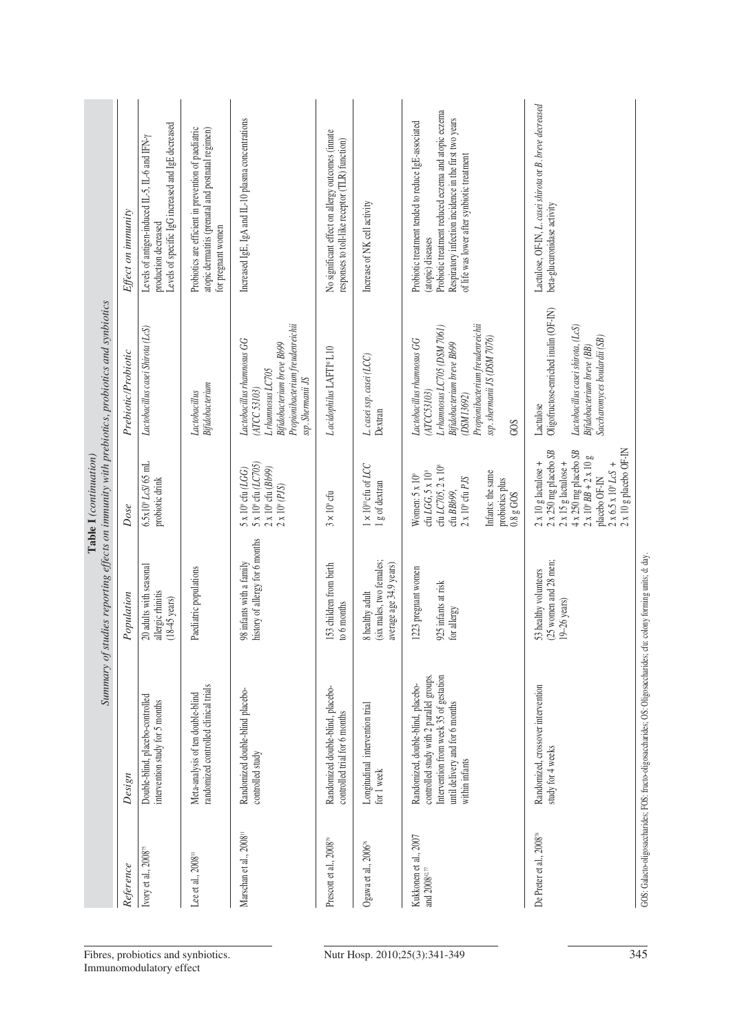**Table I** *(continuation)*
*Summary of studies reporting effects on immunity with prebiotics, probiotics and synbiotics*

| *Reference* | *Design* | *Population* | *Dose* | *Prebiotic/Probiotic* | *Effect on immunity* |
|---|---|---|---|---|---|
| Ivory et al., 2008[75] | Double-blind, placebo-controlled intervention study for 5 months | 20 adults with seasonal allergic rhinitis (18-45 years) | $6.5 \times 10^9$ *LcS*/65 mL probiotic drink | *Lactobacillus casei Shirota (LcS)* | Levels of antigen-induced IL-5, IL-6 and IFN-γ production decreased<br>Levels of specific IgG increased and IgE decreased |
| Lee et al., 2008[55] | Meta-analysis of ten double-blind randomized controlled clinical trials | Paediatric populations | | *Lactobacillus*<br>*Bifidobacterium* | Probiotics are efficient in prevention of paediatric atopic dermatitis (prenatal and postnatal regimen) for pregnant women |
| Marschan et al., 2008[11] | Randomized double-blind placebo-controlled study | 98 infants with a family history of allergy for 6 months | $5 \times 10^9$ cfu *(LGG)*<br>$5 \times 10^9$ cfu *(LC705)*<br>$2 \times 10^8$ cfu *(Bb99)*<br>$2 \times 10^9$ *(PJS)* | *Lactobacillus rhamnosus GG (ATCC 53103)*<br>*L rhamnosus LC705*<br>*Bifidobacterium breve Bb99*<br>*Propionibacterium freudenreichii ssp. Shermanii JS* | Increased IgE, IgA and IL-10 plasma concentrations |
| Prescott et al., 2008[59] | Randomized double-blind, placebo-controlled trial for 6 months | 153 children from birth to 6 months | $3 \times 10^9$ cfu | *Lacidophilus* LAFTI® L10 | No significant effect on allergy outcomes (innate responses to toll-like receptor (TLR) function) |
| Ogawa et al., 2006[76] | Longitudinal intervention trial for 1 week | 8 healthy adult (six males, two females; average age 34.9 years) | $1 \times 10^{10}$ cfu of *LCC*<br>1 g of dextran | *L. casei ssp. casei (LCC)*<br>Dextran | Increase of NK cell activity |
| Kukkonen et al., 2007 and 2008[62,77] | Randomized, double-blind, placebo-controlled study with 2 parallel groups. Intervention from week 35 of gestation until delivery and for 6 months within infants | 1223 pregnant women<br><br>925 infants at risk for allergy | Women: $5 \times 10^9$ cfu *LGG*, $5 \times 10^9$ cfu *LC705*, $2 \times 10^8$ cfu *BB99*, $2 \times 10^9$ cfu *PJS*<br><br>Infants: the same probiotics plus 0.8 g GOS | *Lactobacillus rhamnosus GG (ATCC53103)*<br>*L rhamnosus LC705 (DSM 7061)*<br>*Bifidobacterium breve Bb99 (DSM13692)*<br>*Propionibacterium freudenreichii ssp. shermanii JS (DSM 7076)*<br><br>GOS | Probiotic treatment tended to reduce IgE-associated (atopic) diseases<br>Probiotic treatment reduced eczema and atopic eczema<br>Respiratory infection incidence in the first two years of life was lower after synbiotic treatment |
| De Preter et al., 2008[78] | Randomized, crossover intervention study for 4 weeks | 53 healthy volunteers (25 women and 28 men; 19–26 years) | 2 x 10 g lactulose + 2 x 250 mg placebo *SB*<br>2 x 15 g lactulose + 4 x 250 mg placebo *SB*<br>$2 \times 10^9$ *BB* + 2 x 10 g placebo OF-IN<br>$2 \times 6.5 \times 10^9$ *LcS* + 2 x 10 g placebo OF-IN | Lactulose<br>Oligofructose-enriched inulin (OF-IN)<br><br>*Lactobacillus casei shirota, (LcS)*<br>*Bifidobacterium breve (BB)*<br>*Saccharomyces boulardii (SB)* | Lactulose, OF-IN, *L. casei shirota* or *B. breve decreased* beta-glucuronidase activity |

GOS: Galacto-oligosaccharides; FOS: fructo-oligosaccharides; OS: Oligosaccharides; cfu: colony forming units; d: day.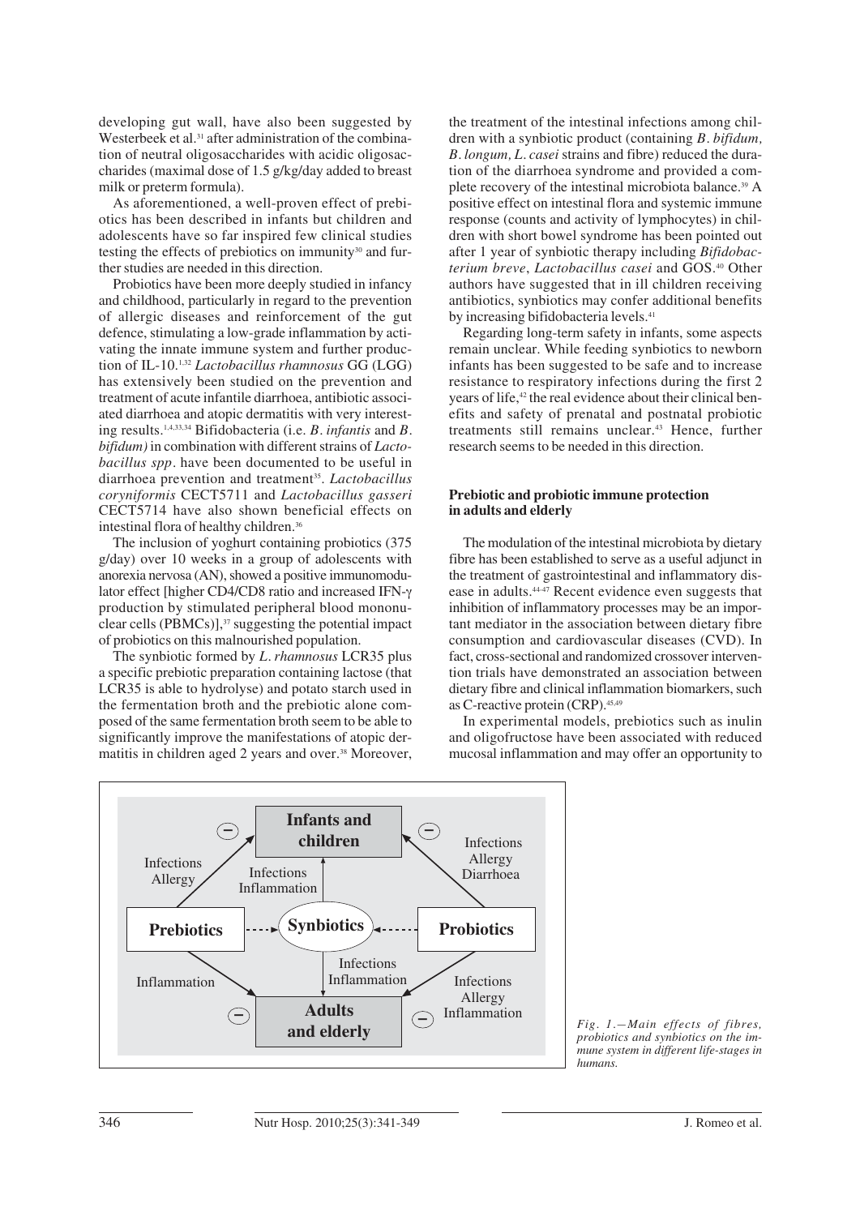developing gut wall, have also been suggested by Westerbeek et al.[31] after administration of the combination of neutral oligosaccharides with acidic oligosaccharides (maximal dose of 1.5 g/kg/day added to breast milk or preterm formula).

As aforementioned, a well-proven effect of prebiotics has been described in infants but children and adolescents have so far inspired few clinical studies testing the effects of prebiotics on immunity[30] and further studies are needed in this direction.

Probiotics have been more deeply studied in infancy and childhood, particularly in regard to the prevention of allergic diseases and reinforcement of the gut defence, stimulating a low-grade inflammation by activating the innate immune system and further production of IL-10.[1,32] *Lactobacillus rhamnosus* GG (LGG) has extensively been studied on the prevention and treatment of acute infantile diarrhoea, antibiotic associated diarrhoea and atopic dermatitis with very interesting results.[1,4,33,34] Bifidobacteria (i.e. *B. infantis* and *B. bifidum)* in combination with different strains of *Lactobacillus spp*. have been documented to be useful in diarrhoea prevention and treatment[35]. *Lactobacillus coryniformis* CECT5711 and *Lactobacillus gasseri* CECT5714 have also shown beneficial effects on intestinal flora of healthy children.[36]

The inclusion of yoghurt containing probiotics (375 g/day) over 10 weeks in a group of adolescents with anorexia nervosa (AN), showed a positive immunomodulator effect [higher CD4/CD8 ratio and increased IFN-γ production by stimulated peripheral blood mononuclear cells (PBMCs)],[37] suggesting the potential impact of probiotics on this malnourished population.

The synbiotic formed by *L. rhamnosus* LCR35 plus a specific prebiotic preparation containing lactose (that LCR35 is able to hydrolyse) and potato starch used in the fermentation broth and the prebiotic alone composed of the same fermentation broth seem to be able to significantly improve the manifestations of atopic dermatitis in children aged 2 years and over.[38] Moreover, the treatment of the intestinal infections among children with a synbiotic product (containing *B. bifidum, B. longum, L. casei* strains and fibre) reduced the duration of the diarrhoea syndrome and provided a complete recovery of the intestinal microbiota balance.[39] A positive effect on intestinal flora and systemic immune response (counts and activity of lymphocytes) in children with short bowel syndrome has been pointed out after 1 year of synbiotic therapy including *Bifidobacterium breve*, *Lactobacillus casei* and GOS.[40] Other authors have suggested that in ill children receiving antibiotics, synbiotics may confer additional benefits by increasing bifidobacteria levels.[41]

Regarding long-term safety in infants, some aspects remain unclear. While feeding synbiotics to newborn infants has been suggested to be safe and to increase resistance to respiratory infections during the first 2 years of life,[42] the real evidence about their clinical benefits and safety of prenatal and postnatal probiotic treatments still remains unclear.[43] Hence, further research seems to be needed in this direction.

## Prebiotic and probiotic immune protection in adults and elderly

The modulation of the intestinal microbiota by dietary fibre has been established to serve as a useful adjunct in the treatment of gastrointestinal and inflammatory disease in adults.[44-47] Recent evidence even suggests that inhibition of inflammatory processes may be an important mediator in the association between dietary fibre consumption and cardiovascular diseases (CVD). In fact, cross-sectional and randomized crossover intervention trials have demonstrated an association between dietary fibre and clinical inflammation biomarkers, such as C-reactive protein (CRP).[45,49]

In experimental models, prebiotics such as inulin and oligofructose have been associated with reduced mucosal inflammation and may offer an opportunity to

*Fig. 1.—Main effects of fibres, probiotics and synbiotics on the immune system in different life-stages in humans.*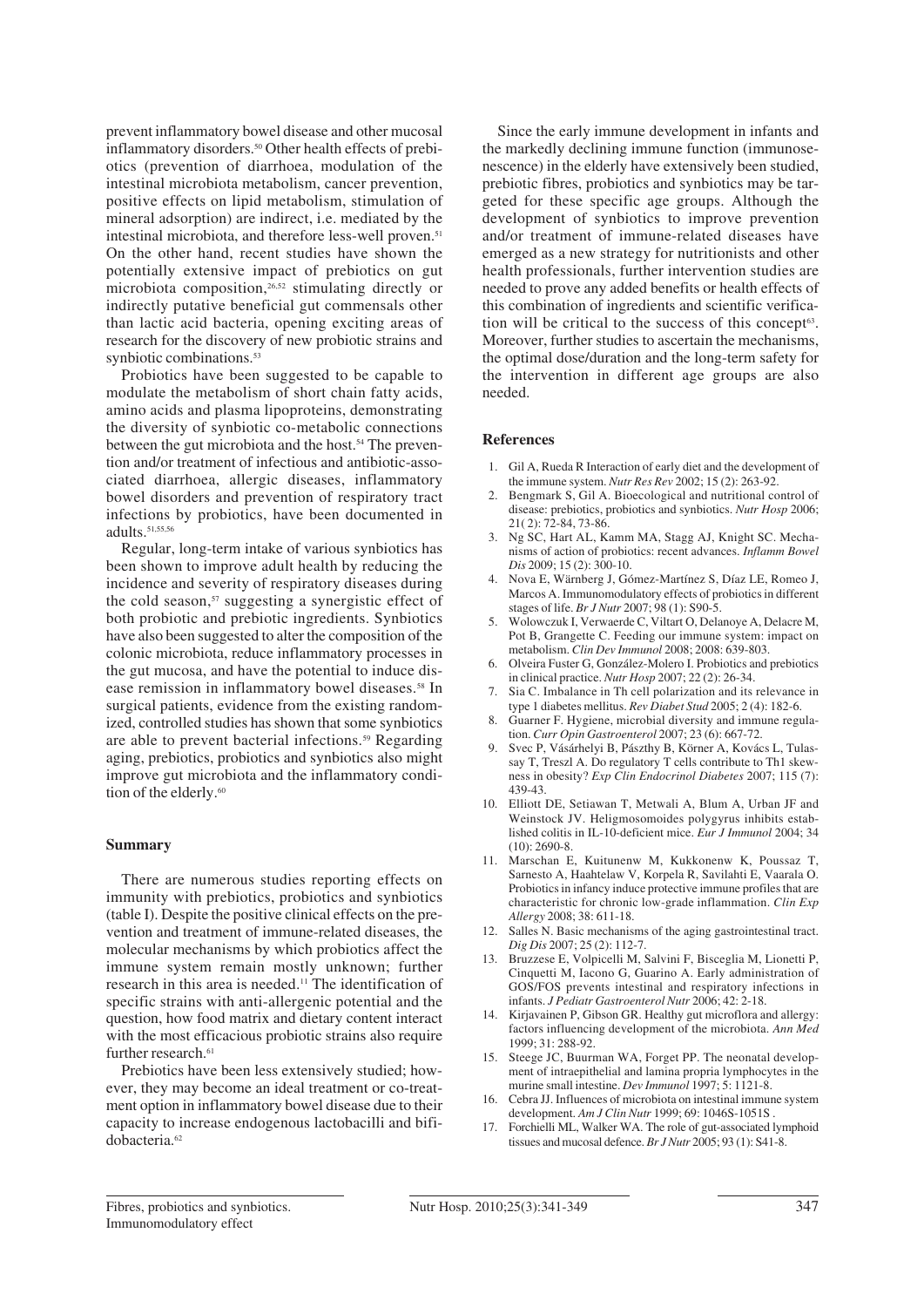prevent inflammatory bowel disease and other mucosal inflammatory disorders.[50] Other health effects of prebiotics (prevention of diarrhoea, modulation of the intestinal microbiota metabolism, cancer prevention, positive effects on lipid metabolism, stimulation of mineral adsorption) are indirect, i.e. mediated by the intestinal microbiota, and therefore less-well proven.[51] On the other hand, recent studies have shown the potentially extensive impact of prebiotics on gut microbiota composition,[26,52] stimulating directly or indirectly putative beneficial gut commensals other than lactic acid bacteria, opening exciting areas of research for the discovery of new probiotic strains and synbiotic combinations.[53]

Probiotics have been suggested to be capable to modulate the metabolism of short chain fatty acids, amino acids and plasma lipoproteins, demonstrating the diversity of synbiotic co-metabolic connections between the gut microbiota and the host.[54] The prevention and/or treatment of infectious and antibiotic-associated diarrhoea, allergic diseases, inflammatory bowel disorders and prevention of respiratory tract infections by probiotics, have been documented in adults.[51,55,56]

Regular, long-term intake of various synbiotics has been shown to improve adult health by reducing the incidence and severity of respiratory diseases during the cold season,[57] suggesting a synergistic effect of both probiotic and prebiotic ingredients. Synbiotics have also been suggested to alter the composition of the colonic microbiota, reduce inflammatory processes in the gut mucosa, and have the potential to induce disease remission in inflammatory bowel diseases.[58] In surgical patients, evidence from the existing randomized, controlled studies has shown that some synbiotics are able to prevent bacterial infections.[59] Regarding aging, prebiotics, probiotics and synbiotics also might improve gut microbiota and the inflammatory condition of the elderly.[60]

## Summary

There are numerous studies reporting effects on immunity with prebiotics, probiotics and synbiotics (table I). Despite the positive clinical effects on the prevention and treatment of immune-related diseases, the molecular mechanisms by which probiotics affect the immune system remain mostly unknown; further research in this area is needed.[11] The identification of specific strains with anti-allergenic potential and the question, how food matrix and dietary content interact with the most efficacious probiotic strains also require further research.[61]

Prebiotics have been less extensively studied; however, they may become an ideal treatment or co-treatment option in inflammatory bowel disease due to their capacity to increase endogenous lactobacilli and bifidobacteria.[62]

Since the early immune development in infants and the markedly declining immune function (immunosenescence) in the elderly have extensively been studied, prebiotic fibres, probiotics and synbiotics may be targeted for these specific age groups. Although the development of synbiotics to improve prevention and/or treatment of immune-related diseases have emerged as a new strategy for nutritionists and other health professionals, further intervention studies are needed to prove any added benefits or health effects of this combination of ingredients and scientific verification will be critical to the success of this concept[63]. Moreover, further studies to ascertain the mechanisms, the optimal dose/duration and the long-term safety for the intervention in different age groups are also needed.

## References

1. Gil A, Rueda R Interaction of early diet and the development of the immune system. *Nutr Res Rev* 2002; 15 (2): 263-92.
2. Bengmark S, Gil A. Bioecological and nutritional control of disease: prebiotics, probiotics and synbiotics. *Nutr Hosp* 2006; 21( 2): 72-84, 73-86.
3. Ng SC, Hart AL, Kamm MA, Stagg AJ, Knight SC. Mechanisms of action of probiotics: recent advances. *Inflamm Bowel Dis* 2009; 15 (2): 300-10.
4. Nova E, Wärnberg J, Gómez-Martínez S, Díaz LE, Romeo J, Marcos A. Immunomodulatory effects of probiotics in different stages of life. *Br J Nutr* 2007; 98 (1): S90-5.
5. Wolowczuk I, Verwaerde C, Viltart O, Delanoye A, Delacre M, Pot B, Grangette C. Feeding our immune system: impact on metabolism. *Clin Dev Immunol* 2008; 2008: 639-803.
6. Olveira Fuster G, González-Molero I. Probiotics and prebiotics in clinical practice. *Nutr Hosp* 2007; 22 (2): 26-34.
7. Sia C. Imbalance in Th cell polarization and its relevance in type 1 diabetes mellitus. *Rev Diabet Stud* 2005; 2 (4): 182-6.
8. Guarner F. Hygiene, microbial diversity and immune regulation. *Curr Opin Gastroenterol* 2007; 23 (6): 667-72.
9. Svec P, Vásárhelyi B, Pászthy B, Körner A, Kovács L, Tulassay T, Treszl A. Do regulatory T cells contribute to Th1 skewness in obesity? *Exp Clin Endocrinol Diabetes* 2007; 115 (7): 439-43.
10. Elliott DE, Setiawan T, Metwali A, Blum A, Urban JF and Weinstock JV. Heligmosomoides polygyrus inhibits established colitis in IL-10-deficient mice. *Eur J Immunol* 2004; 34 (10): 2690-8.
11. Marschan E, Kuitunenw M, Kukkonenw K, Poussaz T, Sarnesto A, Haahtelaw V, Korpela R, Savilahti E, Vaarala O. Probiotics in infancy induce protective immune profiles that are characteristic for chronic low-grade inflammation. *Clin Exp Allergy* 2008; 38: 611-18.
12. Salles N. Basic mechanisms of the aging gastrointestinal tract. *Dig Dis* 2007; 25 (2): 112-7.
13. Bruzzese E, Volpicelli M, Salvini F, Bisceglia M, Lionetti P, Cinquetti M, Iacono G, Guarino A. Early administration of GOS/FOS prevents intestinal and respiratory infections in infants. *J Pediatr Gastroenterol Nutr* 2006; 42: 2-18.
14. Kirjavainen P, Gibson GR. Healthy gut microflora and allergy: factors influencing development of the microbiota. *Ann Med* 1999; 31: 288-92.
15. Steege JC, Buurman WA, Forget PP. The neonatal development of intraepithelial and lamina propria lymphocytes in the murine small intestine. *Dev Immunol* 1997; 5: 1121-8.
16. Cebra JJ. Influences of microbiota on intestinal immune system development. *Am J Clin Nutr* 1999; 69: 1046S-1051S .
17. Forchielli ML, Walker WA. The role of gut-associated lymphoid tissues and mucosal defence. *Br J Nutr* 2005; 93 (1): S41-8.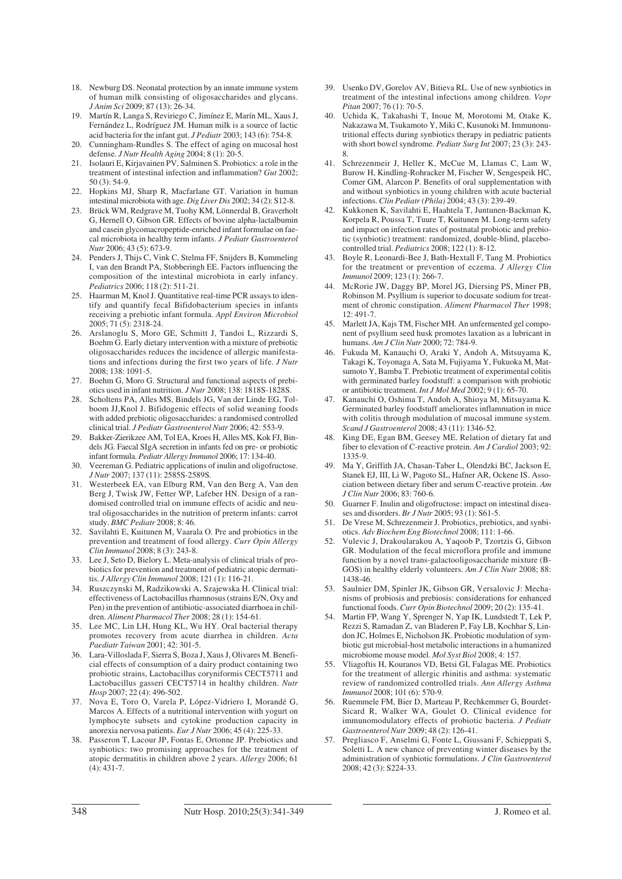18. Newburg DS. Neonatal protection by an innate immune system of human milk consisting of oligosaccharides and glycans. *J Anim Sci* 2009; 87 (13): 26-34.
19. Martín R, Langa S, Reviriego C, Jimínez E, Marín ML, Xaus J, Fernández L, Rodríguez JM. Human milk is a source of lactic acid bacteria for the infant gut. *J Pediatr* 2003; 143 (6): 754-8.
20. Cunningham-Rundles S. The effect of aging on mucosal host defense. *J Nutr Health Aging* 2004; 8 (1): 20-5.
21. Isolauri E, Kirjavainen PV, Salminen S. Probiotics: a role in the treatment of intestinal infection and inflammation? *Gut* 2002; 50 (3): 54-9.
22. Hopkins MJ, Sharp R, Macfarlane GT. Variation in human intestinal microbiota with age. *Dig Liver Dis* 2002; 34 (2): S12-8.
23. Brück WM, Redgrave M, Tuohy KM, Lönnerdal B, Graverholt G, Hernell O, Gibson GR. Effects of bovine alpha-lactalbumin and casein glycomacropeptide-enriched infant formulae on faecal microbiota in healthy term infants. *J Pediatr Gastroenterol Nutr* 2006; 43 (5): 673-9.
24. Penders J, Thijs C, Vink C, Stelma FF, Snijders B, Kummeling I, van den Brandt PA, Stobberingh EE. Factors influencing the composition of the intestinal microbiota in early infancy. *Pediatrics* 2006; 118 (2): 511-21.
25. Haarman M, Knol J. Quantitative real-time PCR assays to identify and quantify fecal Bifidobacterium species in infants receiving a prebiotic infant formula. *Appl Environ Microbiol* 2005; 71 (5): 2318-24.
26. Arslanoglu S, Moro GE, Schmitt J, Tandoi L, Rizzardi S, Boehm G. Early dietary intervention with a mixture of prebiotic oligosaccharides reduces the incidence of allergic manifestations and infections during the first two years of life. *J Nutr* 2008; 138: 1091-5.
27. Boehm G, Moro G. Structural and functional aspects of prebiotics used in infant nutrition. *J Nutr* 2008; 138: 1818S-1828S.
28. Scholtens PA, Alles MS, Bindels JG, Van der Linde EG, Tolboom JJ,Knol J. Bifidogenic effects of solid weaning foods with added prebiotic oligosaccharides: a randomised controlled clinical trial. *J Pediatr Gastroenterol Nutr* 2006; 42: 553-9.
29. Bakker-Zierikzee AM, Tol EA, Kroes H, Alles MS, Kok FJ, Bindels JG. Faecal SIgA secretion in infants fed on pre- or probiotic infant formula. *Pediatr Allergy Immunol* 2006; 17: 134-40.
30. Veereman G. Pediatric applications of inulin and oligofructose. *J Nutr* 2007; 137 (11): 2585S-2589S.
31. Westerbeek EA, van Elburg RM, Van den Berg A, Van den Berg J, Twisk JW, Fetter WP, Lafeber HN. Design of a randomised controlled trial on immune effects of acidic and neutral oligosaccharides in the nutrition of preterm infants: carrot study. *BMC Pediatr* 2008; 8: 46.
32. Savilahti E, Kuitunen M, Vaarala O. Pre and probiotics in the prevention and treatment of food allergy. *Curr Opin Allergy Clin Immunol* 2008; 8 (3): 243-8.
33. Lee J, Seto D, Bielory L. Meta-analysis of clinical trials of probiotics for prevention and treatment of pediatric atopic dermatitis. *J Allergy Clin Immunol* 2008; 121 (1): 116-21.
34. Ruszczynski M, Radzikowski A, Szajewska H. Clinical trial: effectiveness of Lactobacillus rhamnosus (strains E/N, Oxy and Pen) in the prevention of antibiotic-associated diarrhoea in children. *Aliment Pharmacol Ther* 2008; 28 (1): 154-61.
35. Lee MC, Lin LH, Hung KL, Wu HY. Oral bacterial therapy promotes recovery from acute diarrhea in children. *Acta Paediatr Taiwan* 2001; 42: 301-5.
36. Lara-Villoslada F, Sierra S, Boza J, Xaus J, Olivares M. Beneficial effects of consumption of a dairy product containing two probiotic strains, Lactobacillus coryniformis CECT5711 and Lactobacillus gasseri CECT5714 in healthy children. *Nutr Hosp* 2007; 22 (4): 496-502.
37. Nova E, Toro O, Varela P, López-Vidriero I, Morandé G, Marcos A. Effects of a nutritional intervention with yogurt on lymphocyte subsets and cytokine production capacity in anorexia nervosa patients. *Eur J Nutr* 2006; 45 (4): 225-33.
38. Passeron T, Lacour JP, Fontas E, Ortonne JP. Prebiotics and synbiotics: two promising approaches for the treatment of atopic dermatitis in children above 2 years. *Allergy* 2006; 61 (4): 431-7.
39. Usenko DV, Gorelov AV, Bitieva RL. Use of new synbiotics in treatment of the intestinal infections among children. *Vopr Pitan* 2007; 76 (1): 70-5.
40. Uchida K, Takahashi T, Inoue M, Morotomi M, Otake K, Nakazawa M, Tsukamoto Y, Miki C, Kusunoki M. Immunonutritional effects during synbiotics therapy in pediatric patients with short bowel syndrome. *Pediatr Surg Int* 2007; 23 (3): 243-8.
41. Schrezenmeir J, Heller K, McCue M, Llamas C, Lam W, Burow H, Kindling-Rohracker M, Fischer W, Sengespeik HC, Comer GM, Alarcon P. Benefits of oral supplementation with and without synbiotics in young children with acute bacterial infections. *Clin Pediatr (Phila)* 2004; 43 (3): 239-49.
42. Kukkonen K, Savilahti E, Haahtela T, Juntunen-Backman K, Korpela R, Poussa T, Tuure T, Kuitunen M. Long-term safety and impact on infection rates of postnatal probiotic and prebiotic (synbiotic) treatment: randomized, double-blind, placebo-controlled trial. *Pediatrics* 2008; 122 (1): 8-12.
43. Boyle R, Leonardi-Bee J, Bath-Hextall F, Tang M. Probiotics for the treatment or prevention of eczema. *J Allergy Clin Immunol* 2009; 123 (1): 266-7.
44. McRorie JW, Daggy BP, Morel JG, Diersing PS, Miner PB, Robinson M. Psyllium is superior to docusate sodium for treatment of chronic constipation. *Aliment Pharmacol Ther* 1998; 12: 491-7.
45. Marlett JA, Kajs TM, Fischer MH. An unfermented gel component of psyllium seed husk promotes laxation as a lubricant in humans. *Am J Clin Nutr* 2000; 72: 784-9.
46. Fukuda M, Kanauchi O, Araki Y, Andoh A, Mitsuyama K, Takagi K, Toyonaga A, Sata M, Fujiyama Y, Fukuoka M, Matsumoto Y, Bamba T. Prebiotic treatment of experimental colitis with germinated barley foodstuff: a comparison with probiotic or antibiotic treatment. *Int J Mol Med* 2002; 9 (1): 65-70.
47. Kanauchi O, Oshima T, Andoh A, Shioya M, Mitsuyama K. Germinated barley foodstuff ameliorates inflammation in mice with colitis through modulation of mucosal immune system. *Scand J Gastroenterol* 2008; 43 (11): 1346-52.
48. King DE, Egan BM, Geesey ME. Relation of dietary fat and fiber to elevation of C-reactive protein. *Am J Cardiol* 2003; 92: 1335-9.
49. Ma Y, Griffith JA, Chasan-Taber L, Olendzki BC, Jackson E, Stanek EJ, III, Li W, Pagoto SL, Hafner AR, Ockene IS. Association between dietary fiber and serum C-reactive protein. *Am J Clin Nutr* 2006; 83: 760-6.
50. Guarner F. Inulin and oligofructose: impact on intestinal diseases and disorders. *Br J Nutr* 2005; 93 (1): S61-5.
51. De Vrese M, Schrezenmeir J. Probiotics, prebiotics, and synbiotics. *Adv Biochem Eng Biotechnol* 2008; 111: 1-66.
52. Vulevic J, Drakoularakou A, Yaqoob P, Tzortzis G, Gibson GR. Modulation of the fecal microflora profile and immune function by a novel trans-galactooligosaccharide mixture (B-GOS) in healthy elderly volunteers. *Am J Clin Nutr* 2008; 88: 1438-46.
53. Saulnier DM, Spinler JK, Gibson GR, Versalovic J: Mechanisms of probiosis and prebiosis: considerations for enhanced functional foods. *Curr Opin Biotechnol* 2009; 20 (2): 135-41.
54. Martin FP, Wang Y, Sprenger N, Yap IK, Lundstedt T, Lek P, Rezzi S, Ramadan Z, van Bladeren P, Fay LB, Kochhar S, Lindon JC, Holmes E, Nicholson JK. Probiotic modulation of symbiotic gut microbial-host metabolic interactions in a humanized microbiome mouse model. *Mol Syst Biol* 2008; 4: 157.
55. Vliagoftis H, Kouranos VD, Betsi GI, Falagas ME. Probiotics for the treatment of allergic rhinitis and asthma: systematic review of randomized controlled trials. *Ann Allergy Asthma Immunol* 2008; 101 (6): 570-9.
56. Ruemmele FM, Bier D, Marteau P, Rechkemmer G, Bourdet-Sicard R, Walker WA, Goulet O. Clinical evidence for immunomodulatory effects of probiotic bacteria. *J Pediatr Gastroenterol Nutr* 2009; 48 (2): 126-41.
57. Pregliasco F, Anselmi G, Fonte L, Giussani F, Schieppati S, Soletti L. A new chance of preventing winter diseases by the administration of synbiotic formulations. *J Clin Gastroenterol* 2008; 42 (3): S224-33.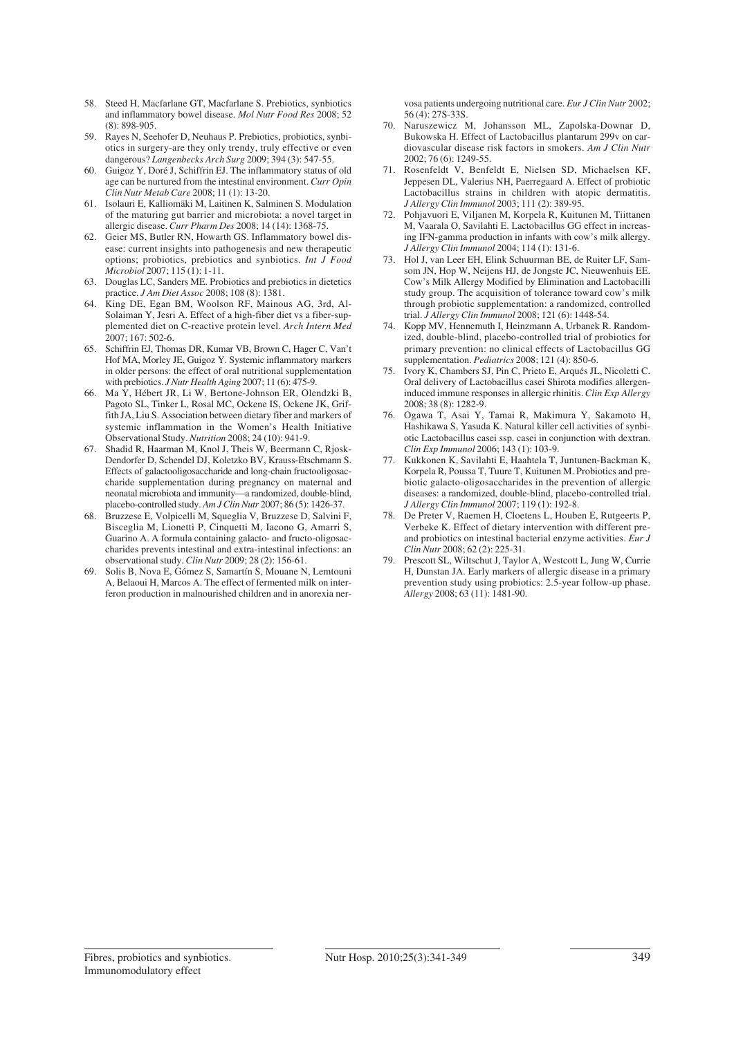58. Steed H, Macfarlane GT, Macfarlane S. Prebiotics, synbiotics and inflammatory bowel disease. *Mol Nutr Food Res* 2008; 52 (8): 898-905.
59. Rayes N, Seehofer D, Neuhaus P. Prebiotics, probiotics, synbiotics in surgery-are they only trendy, truly effective or even dangerous? *Langenbecks Arch Surg* 2009; 394 (3): 547-55.
60. Guigoz Y, Doré J, Schiffrin EJ. The inflammatory status of old age can be nurtured from the intestinal environment. *Curr Opin Clin Nutr Metab Care* 2008; 11 (1): 13-20.
61. Isolauri E, Kalliomäki M, Laitinen K, Salminen S. Modulation of the maturing gut barrier and microbiota: a novel target in allergic disease. *Curr Pharm Des* 2008; 14 (14): 1368-75.
62. Geier MS, Butler RN, Howarth GS. Inflammatory bowel disease: current insights into pathogenesis and new therapeutic options; probiotics, prebiotics and synbiotics. *Int J Food Microbiol* 2007; 115 (1): 1-11.
63. Douglas LC, Sanders ME. Probiotics and prebiotics in dietetics practice. *J Am Diet Assoc* 2008; 108 (8): 1381.
64. King DE, Egan BM, Woolson RF, Mainous AG, 3rd, Al-Solaiman Y, Jesri A. Effect of a high-fiber diet vs a fiber-supplemented diet on C-reactive protein level. *Arch Intern Med* 2007; 167: 502-6.
65. Schiffrin EJ, Thomas DR, Kumar VB, Brown C, Hager C, Van't Hof MA, Morley JE, Guigoz Y. Systemic inflammatory markers in older persons: the effect of oral nutritional supplementation with prebiotics. *J Nutr Health Aging* 2007; 11 (6): 475-9.
66. Ma Y, Hébert JR, Li W, Bertone-Johnson ER, Olendzki B, Pagoto SL, Tinker L, Rosal MC, Ockene IS, Ockene JK, Griffith JA, Liu S. Association between dietary fiber and markers of systemic inflammation in the Women's Health Initiative Observational Study. *Nutrition* 2008; 24 (10): 941-9.
67. Shadid R, Haarman M, Knol J, Theis W, Beermann C, Rjosk-Dendorfer D, Schendel DJ, Koletzko BV, Krauss-Etschmann S. Effects of galactooligosaccharide and long-chain fructooligosaccharide supplementation during pregnancy on maternal and neonatal microbiota and immunity—a randomized, double-blind, placebo-controlled study. *Am J Clin Nutr* 2007; 86 (5): 1426-37.
68. Bruzzese E, Volpicelli M, Squeglia V, Bruzzese D, Salvini F, Bisceglia M, Lionetti P, Cinquetti M, Iacono G, Amarri S, Guarino A. A formula containing galacto- and fructo-oligosaccharides prevents intestinal and extra-intestinal infections: an observational study. *Clin Nutr* 2009; 28 (2): 156-61.
69. Solis B, Nova E, Gómez S, Samartín S, Mouane N, Lemtouni A, Belaoui H, Marcos A. The effect of fermented milk on interferon production in malnourished children and in anorexia nervosa patients undergoing nutritional care. *Eur J Clin Nutr* 2002; 56 (4): 27S-33S.
70. Naruszewicz M, Johansson ML, Zapolska-Downar D, Bukowska H. Effect of Lactobacillus plantarum 299v on cardiovascular disease risk factors in smokers. *Am J Clin Nutr* 2002; 76 (6): 1249-55.
71. Rosenfeldt V, Benfeldt E, Nielsen SD, Michaelsen KF, Jeppesen DL, Valerius NH, Paerregaard A. Effect of probiotic Lactobacillus strains in children with atopic dermatitis. *J Allergy Clin Immunol* 2003; 111 (2): 389-95.
72. Pohjavuori E, Viljanen M, Korpela R, Kuitunen M, Tiittanen M, Vaarala O, Savilahti E. Lactobacillus GG effect in increasing IFN-gamma production in infants with cow's milk allergy. *J Allergy Clin Immunol* 2004; 114 (1): 131-6.
73. Hol J, van Leer EH, Elink Schuurman BE, de Ruiter LF, Samsom JN, Hop W, Neijens HJ, de Jongste JC, Nieuwenhuis EE. Cow's Milk Allergy Modified by Elimination and Lactobacilli study group. The acquisition of tolerance toward cow's milk through probiotic supplementation: a randomized, controlled trial. *J Allergy Clin Immunol* 2008; 121 (6): 1448-54.
74. Kopp MV, Hennemuth I, Heinzmann A, Urbanek R. Randomized, double-blind, placebo-controlled trial of probiotics for primary prevention: no clinical effects of Lactobacillus GG supplementation. *Pediatrics* 2008; 121 (4): 850-6.
75. Ivory K, Chambers SJ, Pin C, Prieto E, Arqués JL, Nicoletti C. Oral delivery of Lactobacillus casei Shirota modifies allergen-induced immune responses in allergic rhinitis. *Clin Exp Allergy* 2008; 38 (8): 1282-9.
76. Ogawa T, Asai Y, Tamai R, Makimura Y, Sakamoto H, Hashikawa S, Yasuda K. Natural killer cell activities of synbiotic Lactobacillus casei ssp. casei in conjunction with dextran. *Clin Exp Immunol* 2006; 143 (1): 103-9.
77. Kukkonen K, Savilahti E, Haahtela T, Juntunen-Backman K, Korpela R, Poussa T, Tuure T, Kuitunen M. Probiotics and prebiotic galacto-oligosaccharides in the prevention of allergic diseases: a randomized, double-blind, placebo-controlled trial. *J Allergy Clin Immunol* 2007; 119 (1): 192-8.
78. De Preter V, Raemen H, Cloetens L, Houben E, Rutgeerts P, Verbeke K. Effect of dietary intervention with different pre- and probiotics on intestinal bacterial enzyme activities. *Eur J Clin Nutr* 2008; 62 (2): 225-31.
79. Prescott SL, Wiltschut J, Taylor A, Westcott L, Jung W, Currie H, Dunstan JA. Early markers of allergic disease in a primary prevention study using probiotics: 2.5-year follow-up phase. *Allergy* 2008; 63 (11): 1481-90.